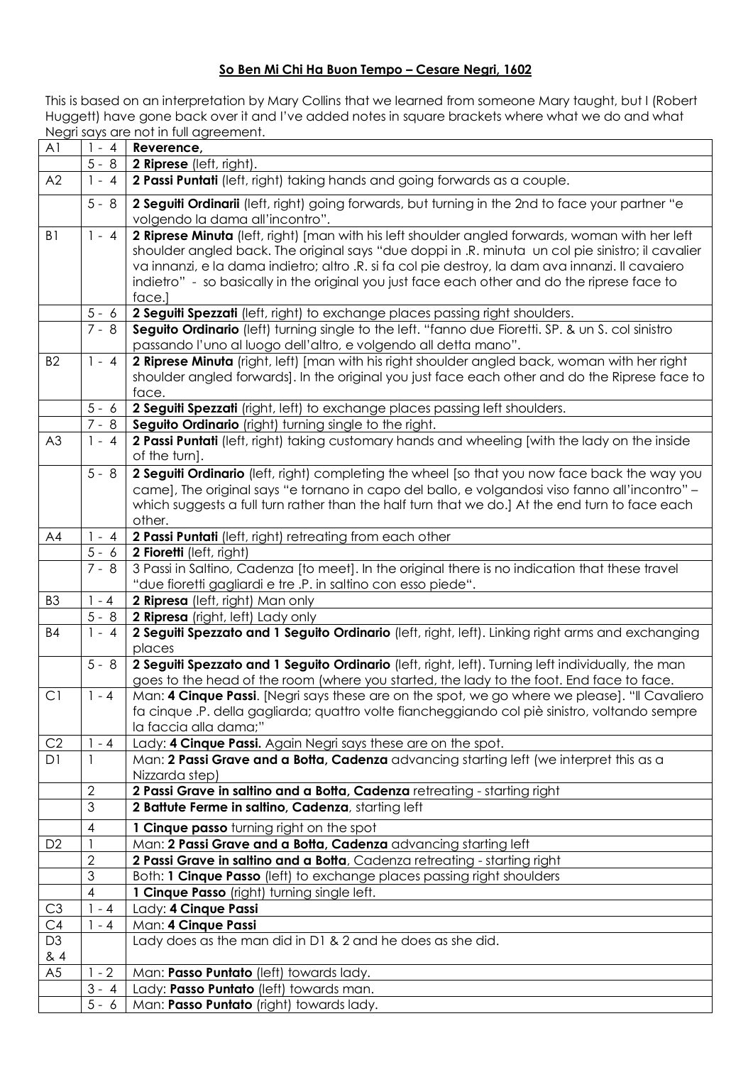**So Ben Mi Chi Ha Buon Tempo – Cesare Negri, 1602**

This is based on an interpretation by Mary Collins that we learned from someone Mary taught, but I (Robert Huggett) have gone back over it and I've added notes in square brackets where what we do and what Negri says are not in full agreement.

| | | |
|---|---|---|
| A1 | 1 - 4 | **Reverence,** |
| | 5 - 8 | **2 Riprese** (left, right). |
| A2 | 1 - 4 | **2 Passi Puntati** (left, right) taking hands and going forwards as a couple. |
| | 5 - 8 | **2 Seguiti Ordinarii** (left, right) going forwards, but turning in the 2nd to face your partner "e volgendo la dama all'incontro". |
| B1 | 1 - 4 | **2 Riprese Minuta** (left, right) [man with his left shoulder angled forwards, woman with her left shoulder angled back. The original says "due doppi in .R. minuta un col pie sinistro; il cavalier va innanzi, e la dama indietro; altro .R. si fa col pie destroy, la dam ava innanzi. Il cavaiero indietro" - so basically in the original you just face each other and do the riprese face to face.] |
| | 5 - 6 | **2 Seguiti Spezzati** (left, right) to exchange places passing right shoulders. |
| | 7 - 8 | **Seguito Ordinario** (left) turning single to the left. "fanno due Fioretti. SP. & un S. col sinistro passando l'uno al luogo dell'altro, e volgendo all detta mano". |
| B2 | 1 - 4 | **2 Riprese Minuta** (right, left) [man with his right shoulder angled back, woman with her right shoulder angled forwards]. In the original you just face each other and do the Riprese face to face. |
| | 5 - 6 | **2 Seguiti Spezzati** (right, left) to exchange places passing left shoulders. |
| | 7 - 8 | **Seguito Ordinario** (right) turning single to the right. |
| A3 | 1 - 4 | **2 Passi Puntati** (left, right) taking customary hands and wheeling [with the lady on the inside of the turn]. |
| | 5 - 8 | **2 Seguiti Ordinario** (left, right) completing the wheel [so that you now face back the way you came], The original says "e tornano in capo del ballo, e volgandosi viso fanno all'incontro" – which suggests a full turn rather than the half turn that we do.] At the end turn to face each other. |
| A4 | 1 - 4 | **2 Passi Puntati** (left, right) retreating from each other |
| | 5 - 6 | **2 Fioretti** (left, right) |
| | 7 - 8 | 3 Passi in Saltino, Cadenza [to meet]. In the original there is no indication that these travel "due fioretti gagliardi e tre .P. in saltino con esso piede". |
| B3 | 1 - 4 | **2 Ripresa** (left, right) Man only |
| | 5 - 8 | **2 Ripresa** (right, left) Lady only |
| B4 | 1 - 4 | **2 Seguiti Spezzato and 1 Seguito Ordinario** (left, right, left). Linking right arms and exchanging places |
| | 5 - 8 | **2 Seguiti Spezzato and 1 Seguito Ordinario** (left, right, left). Turning left individually, the man goes to the head of the room (where you started, the lady to the foot. End face to face. |
| C1 | 1 - 4 | Man: **4 Cinque Passi**. [Negri says these are on the spot, we go where we please]. "Il Cavaliero fa cinque .P. della gagliarda; quattro volte fiancheggiando col piè sinistro, voltando sempre la faccia alla dama;" |
| C2 | 1 - 4 | Lady: **4 Cinque Passi.** Again Negri says these are on the spot. |
| D1 | 1 | Man: **2 Passi Grave and a Botta, Cadenza** advancing starting left (we interpret this as a Nizzarda step) |
| | 2 | **2 Passi Grave in saltino and a Botta, Cadenza** retreating - starting right |
| | 3 | **2 Battute Ferme in saltino, Cadenza**, starting left |
| | 4 | **1 Cinque passo** turning right on the spot |
| D2 | 1 | Man: **2 Passi Grave and a Botta, Cadenza** advancing starting left |
| | 2 | **2 Passi Grave in saltino and a Botta,** Cadenza retreating - starting right |
| | 3 | Both: **1 Cinque Passo** (left) to exchange places passing right shoulders |
| | 4 | **1 Cinque Passo** (right) turning single left. |
| C3 | 1 - 4 | Lady: **4 Cinque Passi** |
| C4 | 1 - 4 | Man: **4 Cinque Passi** |
| D3 & 4 | | Lady does as the man did in D1 & 2 and he does as she did. |
| A5 | 1 - 2 | Man: **Passo Puntato** (left) towards lady. |
| | 3 - 4 | Lady: **Passo Puntato** (left) towards man. |
| | 5 - 6 | Man: **Passo Puntato** (right) towards lady. |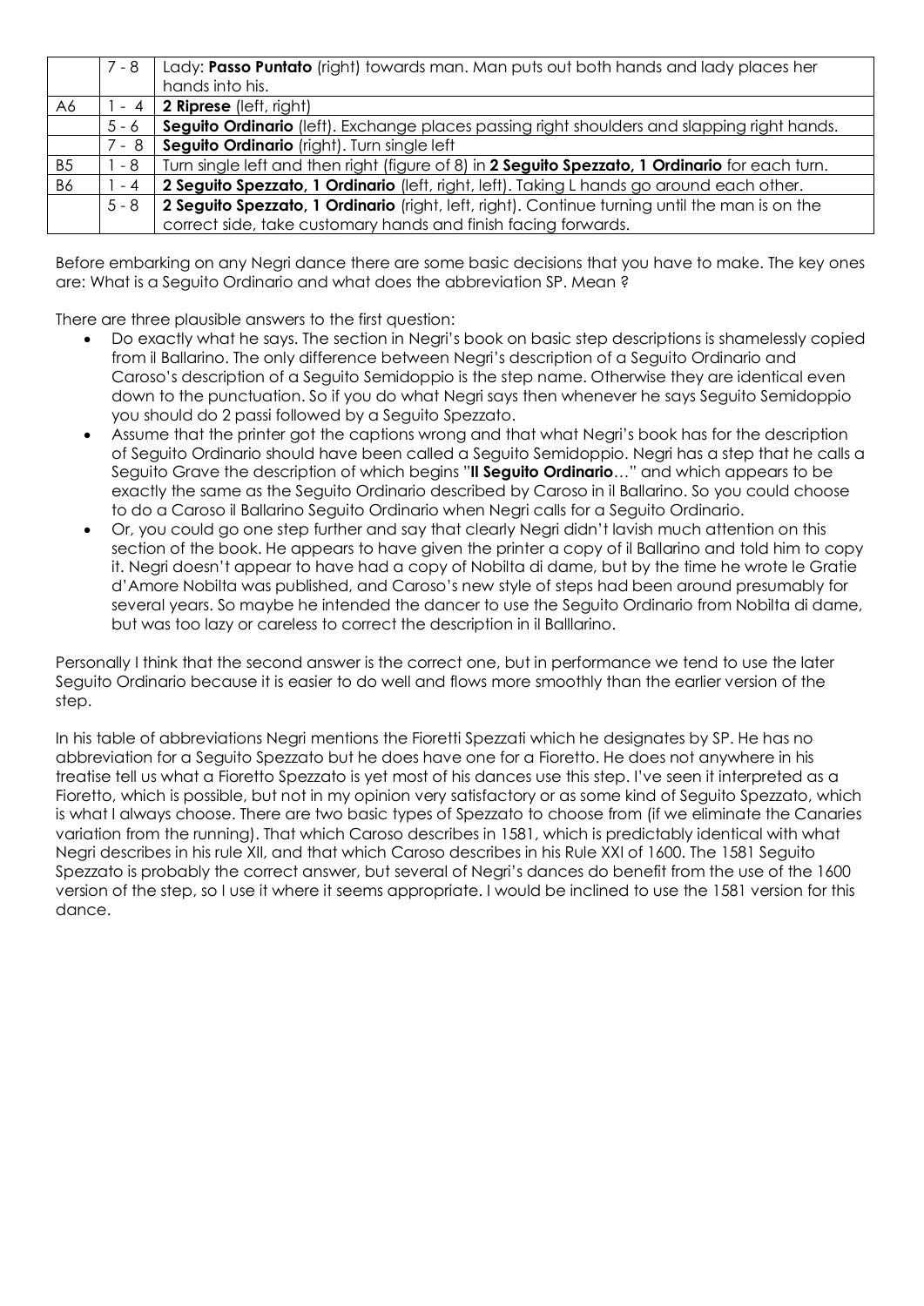| | | |
|---|---|---|
| | 7 - 8 | Lady: **Passo Puntato** (right) towards man. Man puts out both hands and lady places her hands into his. |
| A6 | 1 - 4 | **2 Riprese** (left, right) |
| | 5 - 6 | **Seguito Ordinario** (left). Exchange places passing right shoulders and slapping right hands. |
| | 7 - 8 | **Seguito Ordinario** (right). Turn single left |
| B5 | 1 - 8 | Turn single left and then right (figure of 8) in **2 Seguito Spezzato, 1 Ordinario** for each turn. |
| B6 | 1 - 4 | **2 Seguito Spezzato, 1 Ordinario** (left, right, left). Taking L hands go around each other. |
| | 5 - 8 | **2 Seguito Spezzato, 1 Ordinario** (right, left, right). Continue turning until the man is on the correct side, take customary hands and finish facing forwards. |

Before embarking on any Negri dance there are some basic decisions that you have to make. The key ones are: What is a Seguito Ordinario and what does the abbreviation SP. Mean ?

There are three plausible answers to the first question:

- Do exactly what he says. The section in Negri's book on basic step descriptions is shamelessly copied from il Ballarino. The only difference between Negri's description of a Seguito Ordinario and Caroso's description of a Seguito Semidoppio is the step name. Otherwise they are identical even down to the punctuation. So if you do what Negri says then whenever he says Seguito Semidoppio you should do 2 passi followed by a Seguito Spezzato.
- Assume that the printer got the captions wrong and that what Negri's book has for the description of Seguito Ordinario should have been called a Seguito Semidoppio. Negri has a step that he calls a Seguito Grave the description of which begins "**Il Seguito Ordinario**…" and which appears to be exactly the same as the Seguito Ordinario described by Caroso in il Ballarino. So you could choose to do a Caroso il Ballarino Seguito Ordinario when Negri calls for a Seguito Ordinario.
- Or, you could go one step further and say that clearly Negri didn't lavish much attention on this section of the book. He appears to have given the printer a copy of il Ballarino and told him to copy it. Negri doesn't appear to have had a copy of Nobilta di dame, but by the time he wrote le Gratie d'Amore Nobilta was published, and Caroso's new style of steps had been around presumably for several years. So maybe he intended the dancer to use the Seguito Ordinario from Nobilta di dame, but was too lazy or careless to correct the description in il Balllarino.

Personally I think that the second answer is the correct one, but in performance we tend to use the later Seguito Ordinario because it is easier to do well and flows more smoothly than the earlier version of the step.

In his table of abbreviations Negri mentions the Fioretti Spezzati which he designates by SP. He has no abbreviation for a Seguito Spezzato but he does have one for a Fioretto. He does not anywhere in his treatise tell us what a Fioretto Spezzato is yet most of his dances use this step. I've seen it interpreted as a Fioretto, which is possible, but not in my opinion very satisfactory or as some kind of Seguito Spezzato, which is what I always choose. There are two basic types of Spezzato to choose from (if we eliminate the Canaries variation from the running). That which Caroso describes in 1581, which is predictably identical with what Negri describes in his rule XII, and that which Caroso describes in his Rule XXI of 1600. The 1581 Seguito Spezzato is probably the correct answer, but several of Negri's dances do benefit from the use of the 1600 version of the step, so I use it where it seems appropriate. I would be inclined to use the 1581 version for this dance.